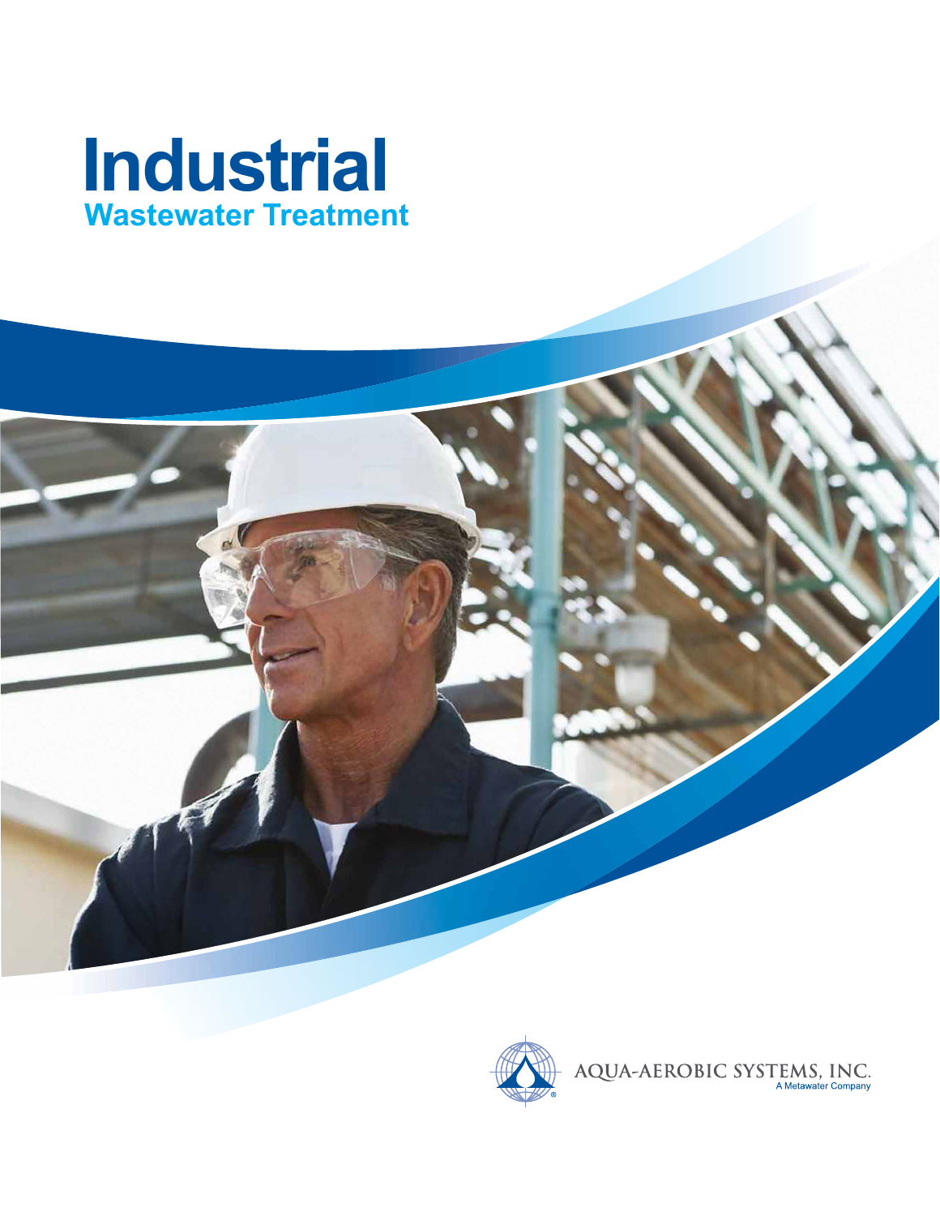# Industrial

## Wastewater Treatment

AQUA-AEROBIC SYSTEMS, INC.
A Metawater Company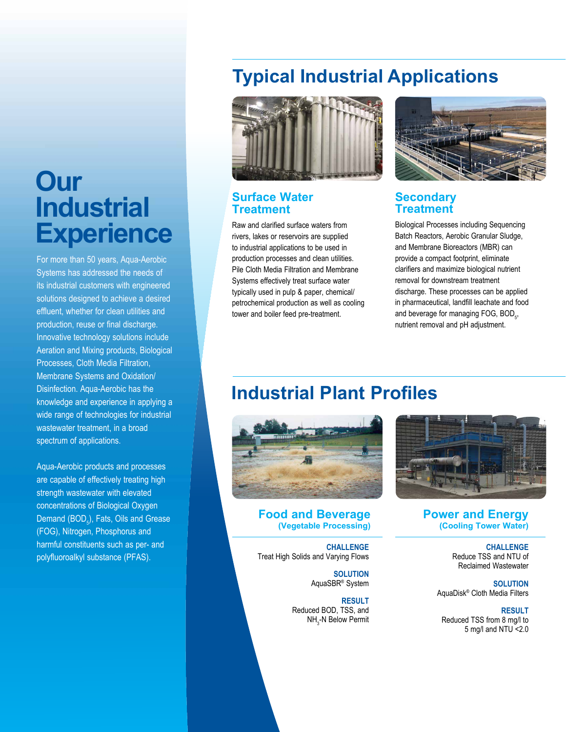# Our Industrial Experience

For more than 50 years, Aqua-Aerobic Systems has addressed the needs of its industrial customers with engineered solutions designed to achieve a desired effluent, whether for clean utilities and production, reuse or final discharge. Innovative technology solutions include Aeration and Mixing products, Biological Processes, Cloth Media Filtration, Membrane Systems and Oxidation/ Disinfection. Aqua-Aerobic has the knowledge and experience in applying a wide range of technologies for industrial wastewater treatment, in a broad spectrum of applications.

Aqua-Aerobic products and processes are capable of effectively treating high strength wastewater with elevated concentrations of Biological Oxygen Demand ($BOD_5$), Fats, Oils and Grease (FOG), Nitrogen, Phosphorus and harmful constituents such as per- and polyfluoroalkyl substance (PFAS).

## Typical Industrial Applications

### Surface Water Treatment

Raw and clarified surface waters from rivers, lakes or reservoirs are supplied to industrial applications to be used in production processes and clean utilities. Pile Cloth Media Filtration and Membrane Systems effectively treat surface water typically used in pulp & paper, chemical/ petrochemical production as well as cooling tower and boiler feed pre-treatment.

### Secondary Treatment

Biological Processes including Sequencing Batch Reactors, Aerobic Granular Sludge, and Membrane Bioreactors (MBR) can provide a compact footprint, eliminate clarifiers and maximize biological nutrient removal for downstream treatment discharge. These processes can be applied in pharmaceutical, landfill leachate and food and beverage for managing FOG, $BOD_5$, nutrient removal and pH adjustment.

## Industrial Plant Profiles

### Food and Beverage
**(Vegetable Processing)**

**CHALLENGE**
Treat High Solids and Varying Flows

**SOLUTION**
AquaSBR® System

**RESULT**
Reduced BOD, TSS, and $NH_3$-N Below Permit

### Power and Energy
**(Cooling Tower Water)**

**CHALLENGE**
Reduce TSS and NTU of Reclaimed Wastewater

**SOLUTION**
AquaDisk® Cloth Media Filters

**RESULT**
Reduced TSS from 8 mg/l to 5 mg/l and NTU <2.0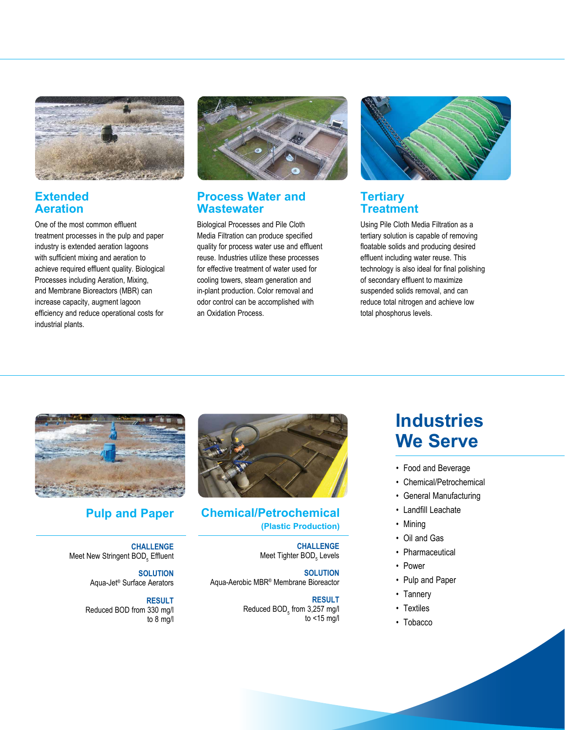## Extended Aeration

One of the most common effluent treatment processes in the pulp and paper industry is extended aeration lagoons with sufficient mixing and aeration to achieve required effluent quality. Biological Processes including Aeration, Mixing, and Membrane Bioreactors (MBR) can increase capacity, augment lagoon efficiency and reduce operational costs for industrial plants.

## Process Water and Wastewater

Biological Processes and Pile Cloth Media Filtration can produce specified quality for process water use and effluent reuse. Industries utilize these processes for effective treatment of water used for cooling towers, steam generation and in-plant production. Color removal and odor control can be accomplished with an Oxidation Process.

## Tertiary Treatment

Using Pile Cloth Media Filtration as a tertiary solution is capable of removing floatable solids and producing desired effluent including water reuse. This technology is also ideal for final polishing of secondary effluent to maximize suspended solids removal, and can reduce total nitrogen and achieve low total phosphorus levels.

## Pulp and Paper

**CHALLENGE**
Meet New Stringent $BOD_5$ Effluent

**SOLUTION**
Aqua-Jet® Surface Aerators

**RESULT**
Reduced BOD from 330 mg/l to 8 mg/l

## Chemical/Petrochemical

**(Plastic Production)**

**CHALLENGE**
Meet Tighter $BOD_5$ Levels

**SOLUTION**
Aqua-Aerobic MBR® Membrane Bioreactor

**RESULT**
Reduced $BOD_5$ from 3,257 mg/l to <15 mg/l

## Industries We Serve

- Food and Beverage
- Chemical/Petrochemical
- General Manufacturing
- Landfill Leachate
- Mining
- Oil and Gas
- Pharmaceutical
- Power
- Pulp and Paper
- Tannery
- Textiles
- Tobacco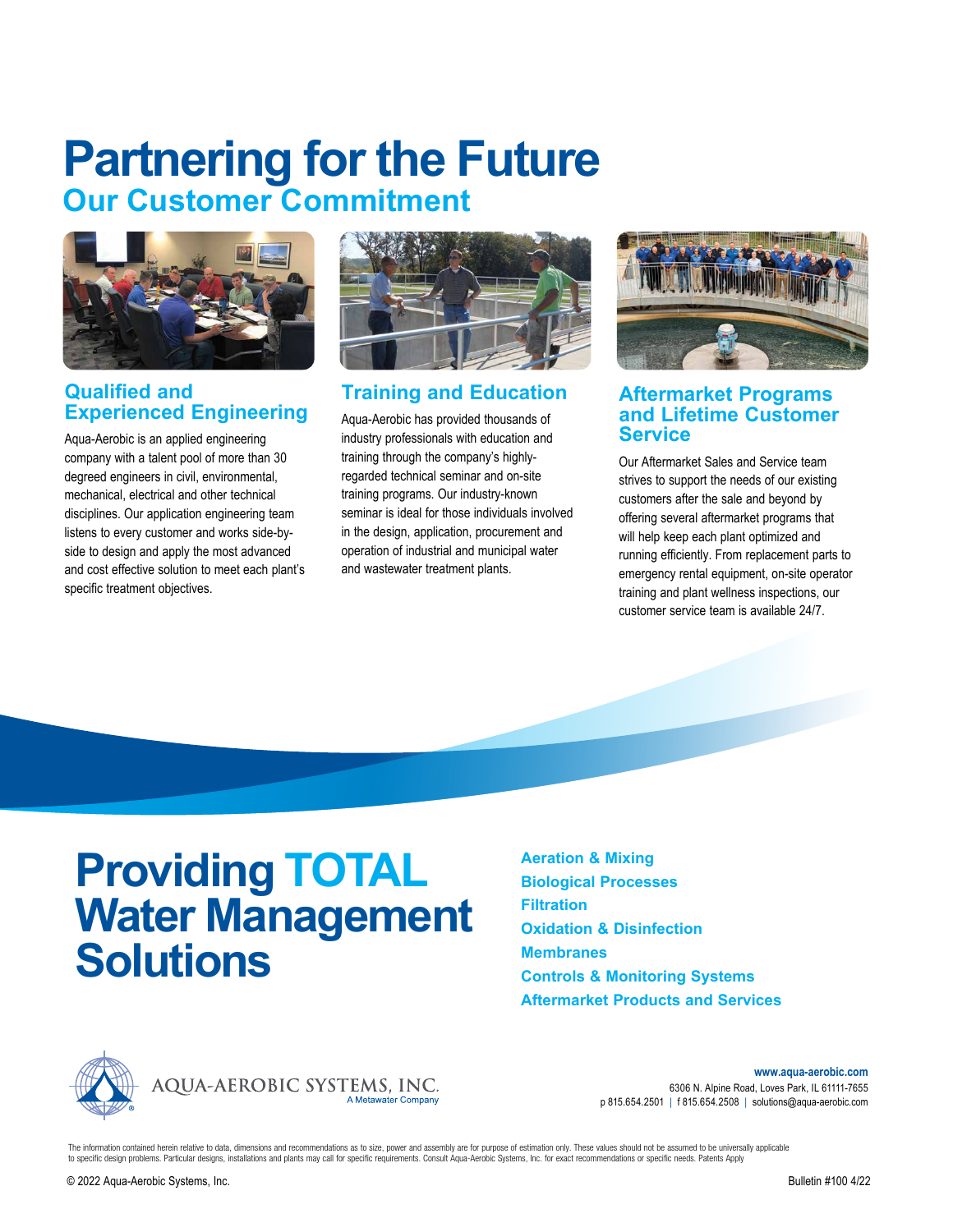# Partnering for the Future

## Our Customer Commitment

### Qualified and Experienced Engineering

Aqua-Aerobic is an applied engineering company with a talent pool of more than 30 degreed engineers in civil, environmental, mechanical, electrical and other technical disciplines. Our application engineering team listens to every customer and works side-by-side to design and apply the most advanced and cost effective solution to meet each plant's specific treatment objectives.

### Training and Education

Aqua-Aerobic has provided thousands of industry professionals with education and training through the company's highly-regarded technical seminar and on-site training programs. Our industry-known seminar is ideal for those individuals involved in the design, application, procurement and operation of industrial and municipal water and wastewater treatment plants.

### Aftermarket Programs and Lifetime Customer Service

Our Aftermarket Sales and Service team strives to support the needs of our existing customers after the sale and beyond by offering several aftermarket programs that will help keep each plant optimized and running efficiently. From replacement parts to emergency rental equipment, on-site operator training and plant wellness inspections, our customer service team is available 24/7.

# Providing TOTAL Water Management Solutions

**Aeration & Mixing**
**Biological Processes**
**Filtration**
**Oxidation & Disinfection**
**Membranes**
**Controls & Monitoring Systems**
**Aftermarket Products and Services**

AQUA-AEROBIC SYSTEMS, INC.
A Metawater Company

**www.aqua-aerobic.com**
6306 N. Alpine Road, Loves Park, IL 61111-7655
p 815.654.2501 | f 815.654.2508 | solutions@aqua-aerobic.com

The information contained herein relative to data, dimensions and recommendations as to size, power and assembly are for purpose of estimation only. These values should not be assumed to be universally applicable to specific design problems. Particular designs, installations and plants may call for specific requirements. Consult Aqua-Aerobic Systems, Inc. for exact recommendations or specific needs. Patents Apply

© 2022 Aqua-Aerobic Systems, Inc.

Bulletin #100 4/22